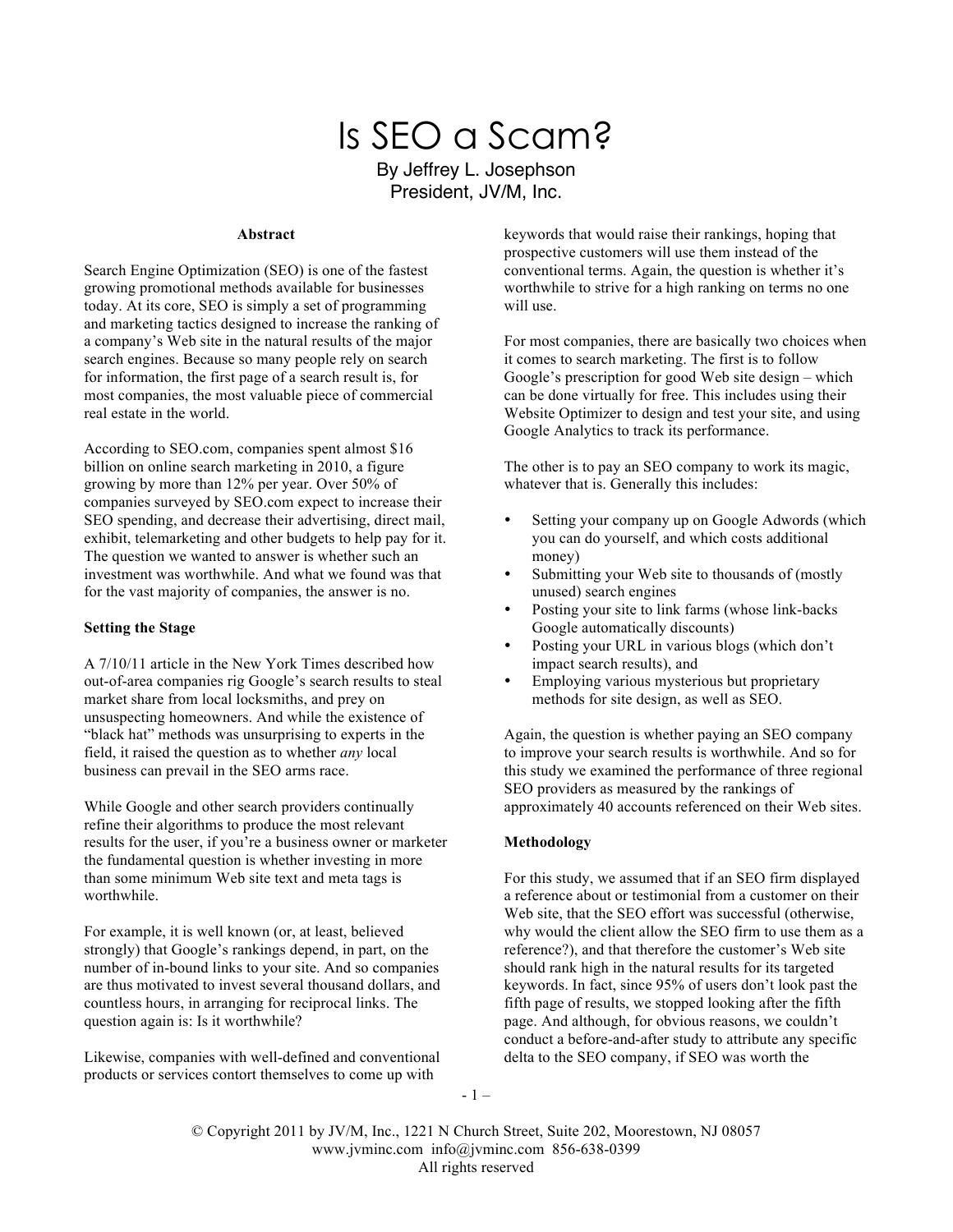# Is SEO a Scam?

By Jeffrey L. Josephson
President, JV/M, Inc.

## Abstract

Search Engine Optimization (SEO) is one of the fastest growing promotional methods available for businesses today. At its core, SEO is simply a set of programming and marketing tactics designed to increase the ranking of a company's Web site in the natural results of the major search engines. Because so many people rely on search for information, the first page of a search result is, for most companies, the most valuable piece of commercial real estate in the world.

According to SEO.com, companies spent almost $16 billion on online search marketing in 2010, a figure growing by more than 12% per year. Over 50% of companies surveyed by SEO.com expect to increase their SEO spending, and decrease their advertising, direct mail, exhibit, telemarketing and other budgets to help pay for it. The question we wanted to answer is whether such an investment was worthwhile. And what we found was that for the vast majority of companies, the answer is no.

## Setting the Stage

A 7/10/11 article in the New York Times described how out-of-area companies rig Google's search results to steal market share from local locksmiths, and prey on unsuspecting homeowners. And while the existence of "black hat" methods was unsurprising to experts in the field, it raised the question as to whether *any* local business can prevail in the SEO arms race.

While Google and other search providers continually refine their algorithms to produce the most relevant results for the user, if you're a business owner or marketer the fundamental question is whether investing in more than some minimum Web site text and meta tags is worthwhile.

For example, it is well known (or, at least, believed strongly) that Google's rankings depend, in part, on the number of in-bound links to your site. And so companies are thus motivated to invest several thousand dollars, and countless hours, in arranging for reciprocal links. The question again is: Is it worthwhile?

Likewise, companies with well-defined and conventional products or services contort themselves to come up with keywords that would raise their rankings, hoping that prospective customers will use them instead of the conventional terms. Again, the question is whether it's worthwhile to strive for a high ranking on terms no one will use.

For most companies, there are basically two choices when it comes to search marketing. The first is to follow Google's prescription for good Web site design – which can be done virtually for free. This includes using their Website Optimizer to design and test your site, and using Google Analytics to track its performance.

The other is to pay an SEO company to work its magic, whatever that is. Generally this includes:

- Setting your company up on Google Adwords (which you can do yourself, and which costs additional money)
- Submitting your Web site to thousands of (mostly unused) search engines
- Posting your site to link farms (whose link-backs Google automatically discounts)
- Posting your URL in various blogs (which don't impact search results), and
- Employing various mysterious but proprietary methods for site design, as well as SEO.

Again, the question is whether paying an SEO company to improve your search results is worthwhile. And so for this study we examined the performance of three regional SEO providers as measured by the rankings of approximately 40 accounts referenced on their Web sites.

## Methodology

For this study, we assumed that if an SEO firm displayed a reference about or testimonial from a customer on their Web site, that the SEO effort was successful (otherwise, why would the client allow the SEO firm to use them as a reference?), and that therefore the customer's Web site should rank high in the natural results for its targeted keywords. In fact, since 95% of users don't look past the fifth page of results, we stopped looking after the fifth page. And although, for obvious reasons, we couldn't conduct a before-and-after study to attribute any specific delta to the SEO company, if SEO was worth the

© Copyright 2011 by JV/M, Inc., 1221 N Church Street, Suite 202, Moorestown, NJ 08057
www.jvminc.com info@jvminc.com 856-638-0399
All rights reserved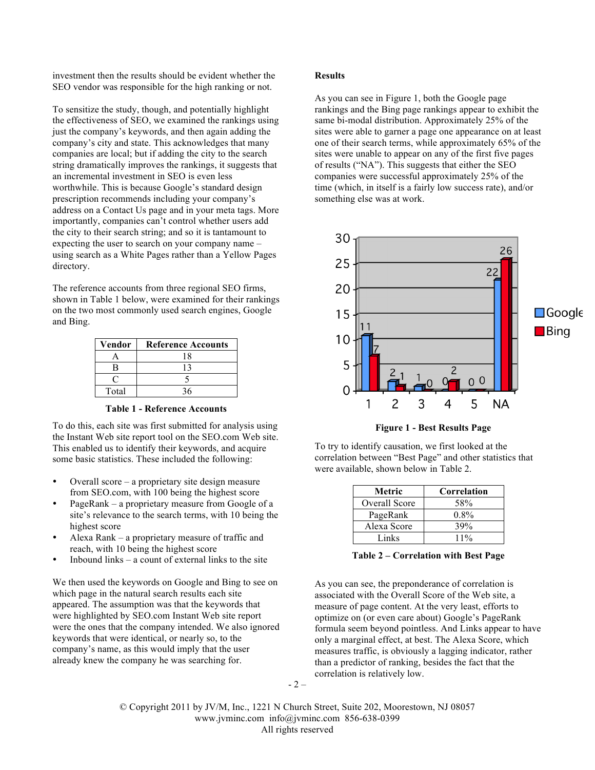investment then the results should be evident whether the SEO vendor was responsible for the high ranking or not.

To sensitize the study, though, and potentially highlight the effectiveness of SEO, we examined the rankings using just the company's keywords, and then again adding the company's city and state. This acknowledges that many companies are local; but if adding the city to the search string dramatically improves the rankings, it suggests that an incremental investment in SEO is even less worthwhile. This is because Google's standard design prescription recommends including your company's address on a Contact Us page and in your meta tags. More importantly, companies can't control whether users add the city to their search string; and so it is tantamount to expecting the user to search on your company name – using search as a White Pages rather than a Yellow Pages directory.

The reference accounts from three regional SEO firms, shown in Table 1 below, were examined for their rankings on the two most commonly used search engines, Google and Bing.

| Vendor | Reference Accounts |
|---|---|
| A | 18 |
| B | 13 |
| C | 5 |
| Total | 36 |

**Table 1 - Reference Accounts**

To do this, each site was first submitted for analysis using the Instant Web site report tool on the SEO.com Web site. This enabled us to identify their keywords, and acquire some basic statistics. These included the following:

- Overall score – a proprietary site design measure from SEO.com, with 100 being the highest score
- PageRank – a proprietary measure from Google of a site's relevance to the search terms, with 10 being the highest score
- Alexa Rank – a proprietary measure of traffic and reach, with 10 being the highest score
- Inbound links – a count of external links to the site

We then used the keywords on Google and Bing to see on which page in the natural search results each site appeared. The assumption was that the keywords that were highlighted by SEO.com Instant Web site report were the ones that the company intended. We also ignored keywords that were identical, or nearly so, to the company's name, as this would imply that the user already knew the company he was searching for.

**Results**

As you can see in Figure 1, both the Google page rankings and the Bing page rankings appear to exhibit the same bi-modal distribution. Approximately 25% of the sites were able to garner a page one appearance on at least one of their search terms, while approximately 65% of the sites were unable to appear on any of the first five pages of results ("NA"). This suggests that either the SEO companies were successful approximately 25% of the time (which, in itself is a fairly low success rate), and/or something else was at work.

| Page | Google | Bing |
|---|---|---|
| 1 | 11 | 7 |
| 2 | 2 | 1 |
| 3 | 1 | 0 |
| 4 | 0 | 2 |
| 5 | 0 | 0 |
| NA | 22 | 26 |

**Figure 1 - Best Results Page**

To try to identify causation, we first looked at the correlation between "Best Page" and other statistics that were available, shown below in Table 2.

| Metric | Correlation |
|---|---|
| Overall Score | 58% |
| PageRank | 0.8% |
| Alexa Score | 39% |
| Links | 11% |

**Table 2 – Correlation with Best Page**

As you can see, the preponderance of correlation is associated with the Overall Score of the Web site, a measure of page content. At the very least, efforts to optimize on (or even care about) Google's PageRank formula seem beyond pointless. And Links appear to have only a marginal effect, at best. The Alexa Score, which measures traffic, is obviously a lagging indicator, rather than a predictor of ranking, besides the fact that the correlation is relatively low.

© Copyright 2011 by JV/M, Inc., 1221 N Church Street, Suite 202, Moorestown, NJ 08057
www.jvminc.com info@jvminc.com 856-638-0399
All rights reserved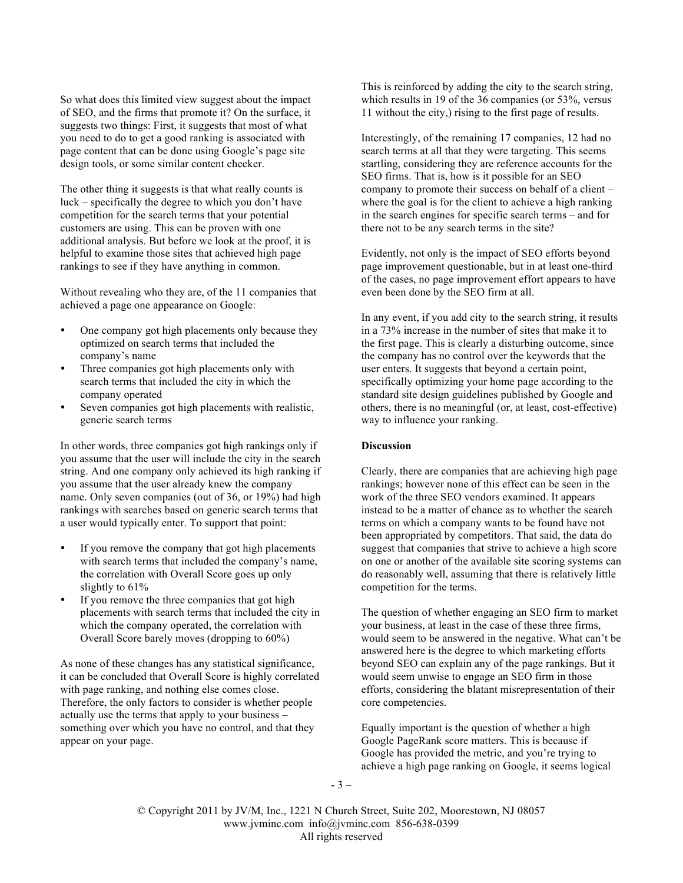So what does this limited view suggest about the impact of SEO, and the firms that promote it? On the surface, it suggests two things: First, it suggests that most of what you need to do to get a good ranking is associated with page content that can be done using Google's page site design tools, or some similar content checker.

The other thing it suggests is that what really counts is luck – specifically the degree to which you don't have competition for the search terms that your potential customers are using. This can be proven with one additional analysis. But before we look at the proof, it is helpful to examine those sites that achieved high page rankings to see if they have anything in common.

Without revealing who they are, of the 11 companies that achieved a page one appearance on Google:

- One company got high placements only because they optimized on search terms that included the company's name
- Three companies got high placements only with search terms that included the city in which the company operated
- Seven companies got high placements with realistic, generic search terms

In other words, three companies got high rankings only if you assume that the user will include the city in the search string. And one company only achieved its high ranking if you assume that the user already knew the company name. Only seven companies (out of 36, or 19%) had high rankings with searches based on generic search terms that a user would typically enter. To support that point:

- If you remove the company that got high placements with search terms that included the company's name, the correlation with Overall Score goes up only slightly to 61%
- If you remove the three companies that got high placements with search terms that included the city in which the company operated, the correlation with Overall Score barely moves (dropping to 60%)

As none of these changes has any statistical significance, it can be concluded that Overall Score is highly correlated with page ranking, and nothing else comes close. Therefore, the only factors to consider is whether people actually use the terms that apply to your business – something over which you have no control, and that they appear on your page.

This is reinforced by adding the city to the search string, which results in 19 of the 36 companies (or 53%, versus 11 without the city,) rising to the first page of results.

Interestingly, of the remaining 17 companies, 12 had no search terms at all that they were targeting. This seems startling, considering they are reference accounts for the SEO firms. That is, how is it possible for an SEO company to promote their success on behalf of a client – where the goal is for the client to achieve a high ranking in the search engines for specific search terms – and for there not to be any search terms in the site?

Evidently, not only is the impact of SEO efforts beyond page improvement questionable, but in at least one-third of the cases, no page improvement effort appears to have even been done by the SEO firm at all.

In any event, if you add city to the search string, it results in a 73% increase in the number of sites that make it to the first page. This is clearly a disturbing outcome, since the company has no control over the keywords that the user enters. It suggests that beyond a certain point, specifically optimizing your home page according to the standard site design guidelines published by Google and others, there is no meaningful (or, at least, cost-effective) way to influence your ranking.

**Discussion**

Clearly, there are companies that are achieving high page rankings; however none of this effect can be seen in the work of the three SEO vendors examined. It appears instead to be a matter of chance as to whether the search terms on which a company wants to be found have not been appropriated by competitors. That said, the data do suggest that companies that strive to achieve a high score on one or another of the available site scoring systems can do reasonably well, assuming that there is relatively little competition for the terms.

The question of whether engaging an SEO firm to market your business, at least in the case of these three firms, would seem to be answered in the negative. What can't be answered here is the degree to which marketing efforts beyond SEO can explain any of the page rankings. But it would seem unwise to engage an SEO firm in those efforts, considering the blatant misrepresentation of their core competencies.

Equally important is the question of whether a high Google PageRank score matters. This is because if Google has provided the metric, and you're trying to achieve a high page ranking on Google, it seems logical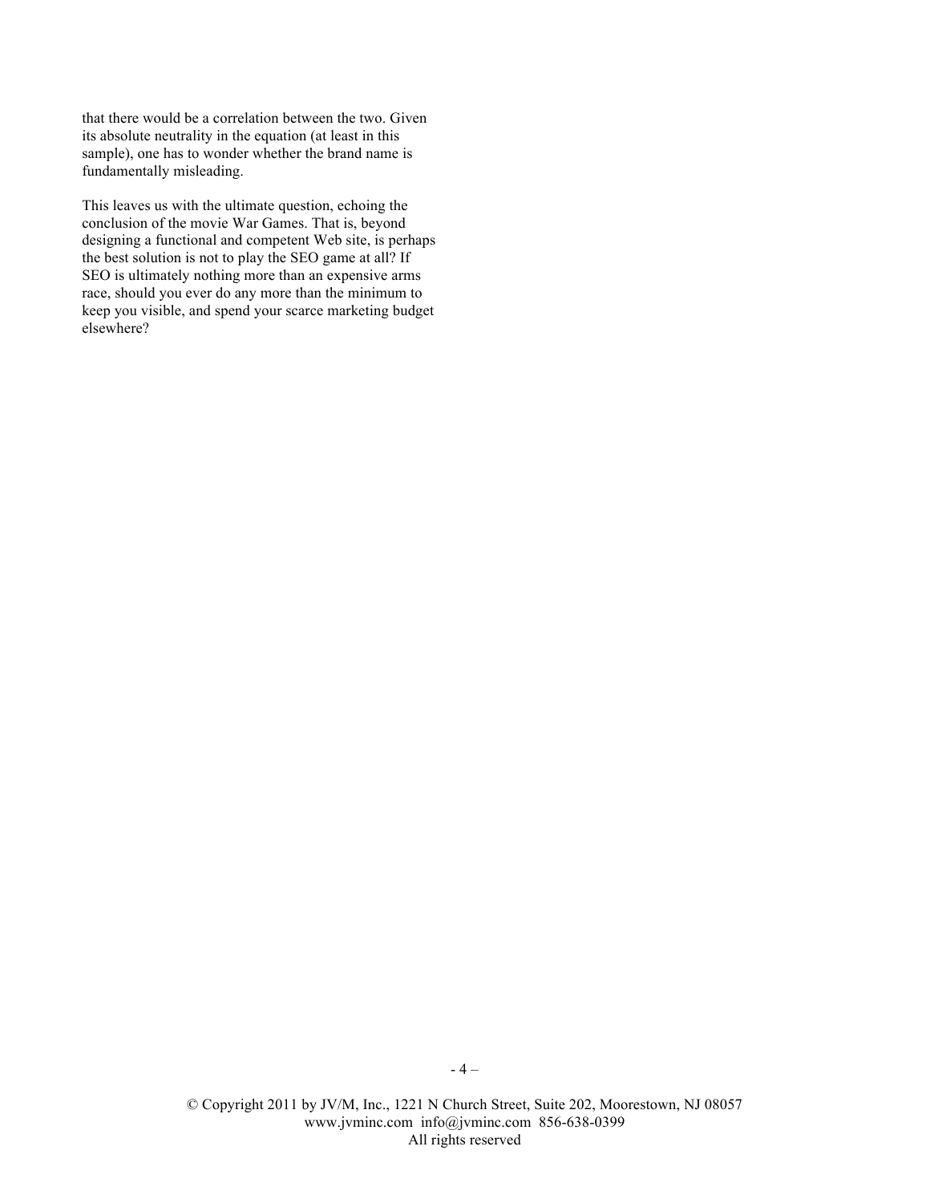that there would be a correlation between the two. Given its absolute neutrality in the equation (at least in this sample), one has to wonder whether the brand name is fundamentally misleading.

This leaves us with the ultimate question, echoing the conclusion of the movie War Games. That is, beyond designing a functional and competent Web site, is perhaps the best solution is not to play the SEO game at all? If SEO is ultimately nothing more than an expensive arms race, should you ever do any more than the minimum to keep you visible, and spend your scarce marketing budget elsewhere?